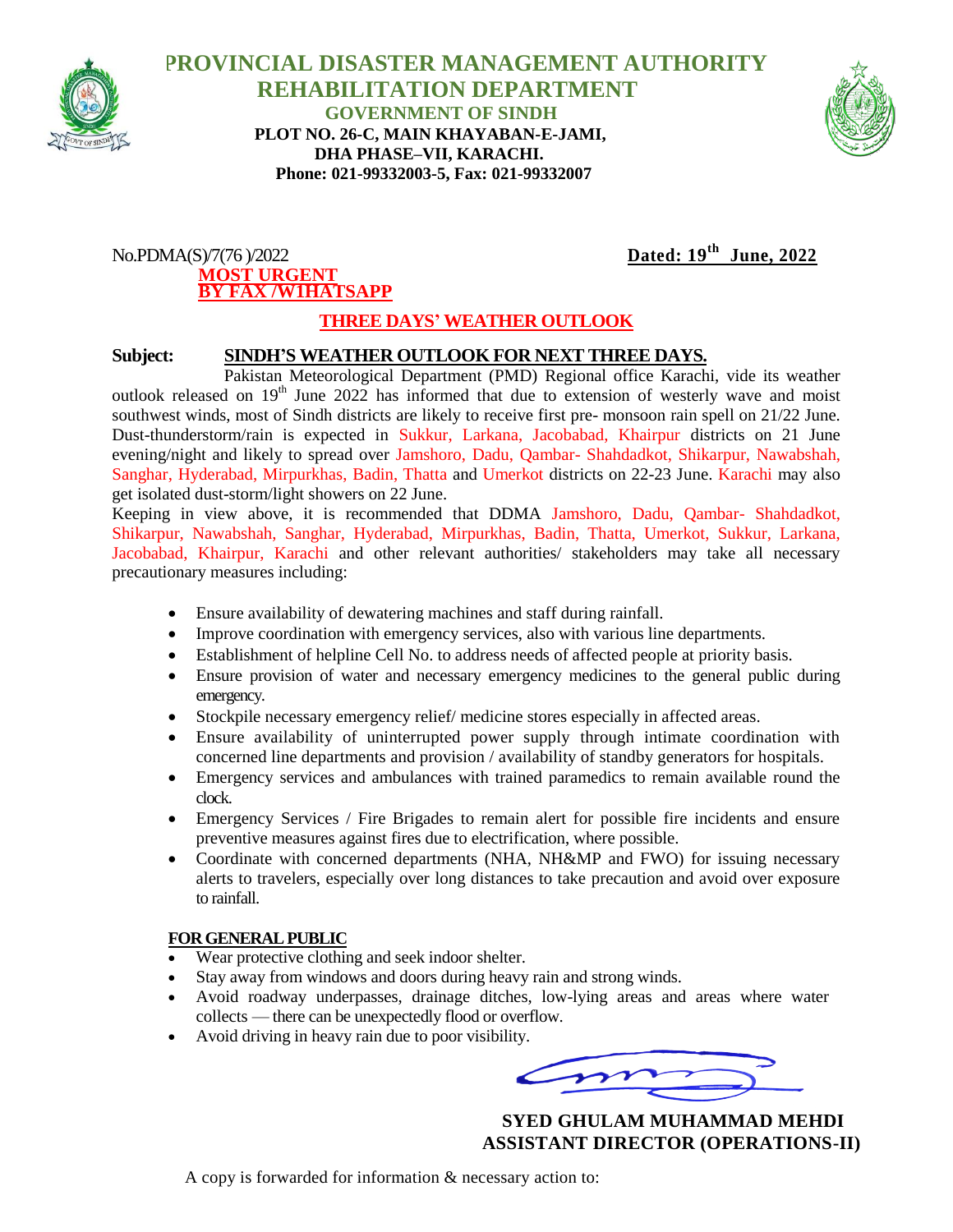# PROVINCIAL DISASTER MANAGEMENT AUTHORITY
## REHABILITATION DEPARTMENT
### GOVERNMENT OF SINDH

**PLOT NO. 26-C, MAIN KHAYABAN-E-JAMI,**
**DHA PHASE–VII, KARACHI.**
**Phone: 021-99332003-5, Fax: 021-99332007**

No.PDMA(S)/7(76 )/2022 **Dated: 19th June, 2022**

**MOST URGENT**
**BY FAX /W1HATSAPP**

**THREE DAYS' WEATHER OUTLOOK**

**Subject: SINDH'S WEATHER OUTLOOK FOR NEXT THREE DAYS.**

Pakistan Meteorological Department (PMD) Regional office Karachi, vide its weather outlook released on 19th June 2022 has informed that due to extension of westerly wave and moist southwest winds, most of Sindh districts are likely to receive first pre- monsoon rain spell on 21/22 June. Dust-thunderstorm/rain is expected in Sukkur, Larkana, Jacobabad, Khairpur districts on 21 June evening/night and likely to spread over Jamshoro, Dadu, Qambar- Shahdadkot, Shikarpur, Nawabshah, Sanghar, Hyderabad, Mirpurkhas, Badin, Thatta and Umerkot districts on 22-23 June. Karachi may also get isolated dust-storm/light showers on 22 June.

Keeping in view above, it is recommended that DDMA Jamshoro, Dadu, Qambar- Shahdadkot, Shikarpur, Nawabshah, Sanghar, Hyderabad, Mirpurkhas, Badin, Thatta, Umerkot, Sukkur, Larkana, Jacobabad, Khairpur, Karachi and other relevant authorities/ stakeholders may take all necessary precautionary measures including:

- Ensure availability of dewatering machines and staff during rainfall.
- Improve coordination with emergency services, also with various line departments.
- Establishment of helpline Cell No. to address needs of affected people at priority basis.
- Ensure provision of water and necessary emergency medicines to the general public during emergency.
- Stockpile necessary emergency relief/ medicine stores especially in affected areas.
- Ensure availability of uninterrupted power supply through intimate coordination with concerned line departments and provision / availability of standby generators for hospitals.
- Emergency services and ambulances with trained paramedics to remain available round the clock.
- Emergency Services / Fire Brigades to remain alert for possible fire incidents and ensure preventive measures against fires due to electrification, where possible.
- Coordinate with concerned departments (NHA, NH&MP and FWO) for issuing necessary alerts to travelers, especially over long distances to take precaution and avoid over exposure to rainfall.

**FOR GENERAL PUBLIC**

- Wear protective clothing and seek indoor shelter.
- Stay away from windows and doors during heavy rain and strong winds.
- Avoid roadway underpasses, drainage ditches, low-lying areas and areas where water collects — there can be unexpectedly flood or overflow.
- Avoid driving in heavy rain due to poor visibility.

**SYED GHULAM MUHAMMAD MEHDI**
**ASSISTANT DIRECTOR (OPERATIONS-II)**

A copy is forwarded for information & necessary action to: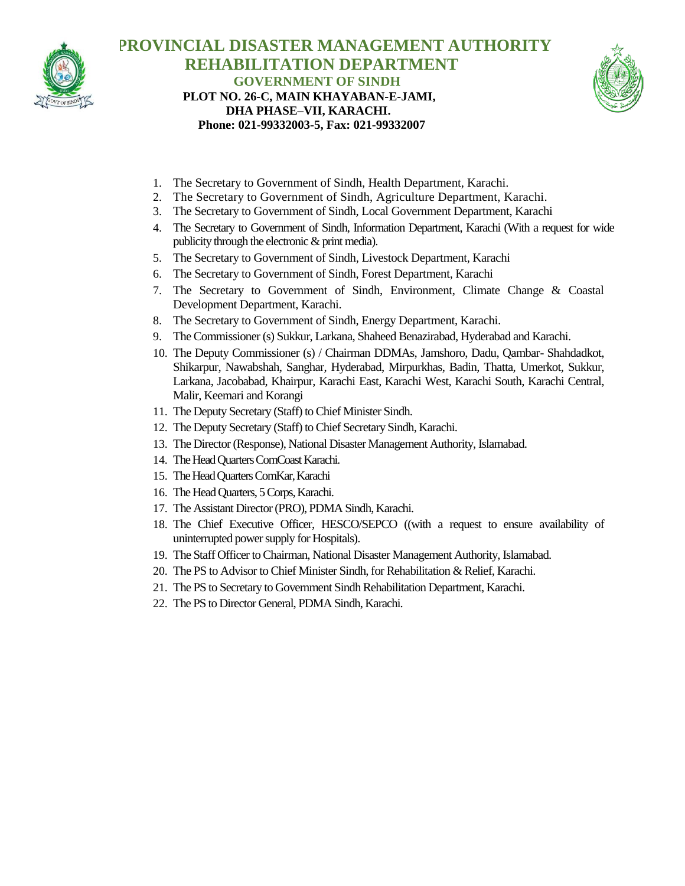# PROVINCIAL DISASTER MANAGEMENT AUTHORITY
## REHABILITATION DEPARTMENT
### GOVERNMENT OF SINDH

**PLOT NO. 26-C, MAIN KHAYABAN-E-JAMI,**
**DHA PHASE–VII, KARACHI.**
**Phone: 021-99332003-5, Fax: 021-99332007**

1. The Secretary to Government of Sindh, Health Department, Karachi.
2. The Secretary to Government of Sindh, Agriculture Department, Karachi.
3. The Secretary to Government of Sindh, Local Government Department, Karachi
4. The Secretary to Government of Sindh, Information Department, Karachi (With a request for wide publicity through the electronic & print media).
5. The Secretary to Government of Sindh, Livestock Department, Karachi
6. The Secretary to Government of Sindh, Forest Department, Karachi
7. The Secretary to Government of Sindh, Environment, Climate Change & Coastal Development Department, Karachi.
8. The Secretary to Government of Sindh, Energy Department, Karachi.
9. The Commissioner (s) Sukkur, Larkana, Shaheed Benazirabad, Hyderabad and Karachi.
10. The Deputy Commissioner (s) / Chairman DDMAs, Jamshoro, Dadu, Qambar- Shahdadkot, Shikarpur, Nawabshah, Sanghar, Hyderabad, Mirpurkhas, Badin, Thatta, Umerkot, Sukkur, Larkana, Jacobabad, Khairpur, Karachi East, Karachi West, Karachi South, Karachi Central, Malir, Keemari and Korangi
11. The Deputy Secretary (Staff) to Chief Minister Sindh.
12. The Deputy Secretary (Staff) to Chief Secretary Sindh, Karachi.
13. The Director (Response), National Disaster Management Authority, Islamabad.
14. The Head Quarters ComCoast Karachi.
15. The Head Quarters ComKar, Karachi
16. The Head Quarters, 5 Corps, Karachi.
17. The Assistant Director (PRO), PDMA Sindh, Karachi.
18. The Chief Executive Officer, HESCO/SEPCO ((with a request to ensure availability of uninterrupted power supply for Hospitals).
19. The Staff Officer to Chairman, National Disaster Management Authority, Islamabad.
20. The PS to Advisor to Chief Minister Sindh, for Rehabilitation & Relief, Karachi.
21. The PS to Secretary to Government Sindh Rehabilitation Department, Karachi.
22. The PS to Director General, PDMA Sindh, Karachi.